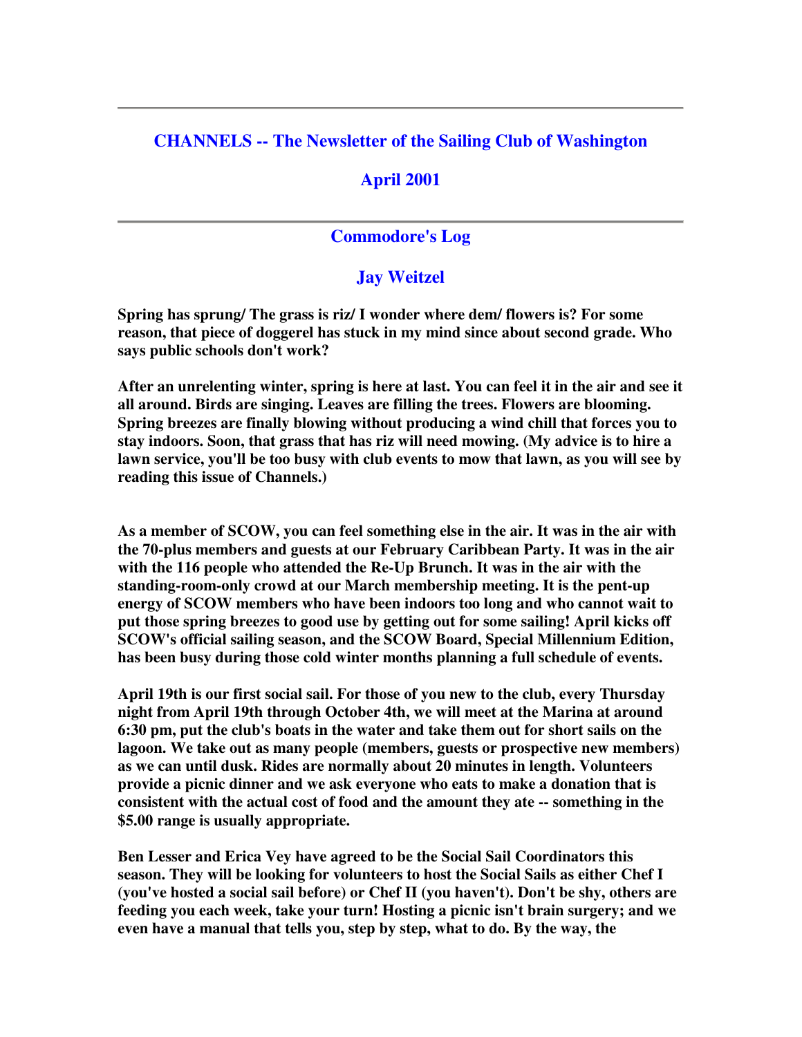## CHANNELS -- The Newsletter of the Sailing Club of Washington

## April 2001

---

## Commodore's Log

## Jay Weitzel

**Spring has sprung/ The grass is riz/ I wonder where dem/ flowers is? For some reason, that piece of doggerel has stuck in my mind since about second grade. Who says public schools don't work?**

**After an unrelenting winter, spring is here at last. You can feel it in the air and see it all around. Birds are singing. Leaves are filling the trees. Flowers are blooming. Spring breezes are finally blowing without producing a wind chill that forces you to stay indoors. Soon, that grass that has riz will need mowing. (My advice is to hire a lawn service, you'll be too busy with club events to mow that lawn, as you will see by reading this issue of Channels.)**

**As a member of SCOW, you can feel something else in the air. It was in the air with the 70-plus members and guests at our February Caribbean Party. It was in the air with the 116 people who attended the Re-Up Brunch. It was in the air with the standing-room-only crowd at our March membership meeting. It is the pent-up energy of SCOW members who have been indoors too long and who cannot wait to put those spring breezes to good use by getting out for some sailing! April kicks off SCOW's official sailing season, and the SCOW Board, Special Millennium Edition, has been busy during those cold winter months planning a full schedule of events.**

**April 19th is our first social sail. For those of you new to the club, every Thursday night from April 19th through October 4th, we will meet at the Marina at around 6:30 pm, put the club's boats in the water and take them out for short sails on the lagoon. We take out as many people (members, guests or prospective new members) as we can until dusk. Rides are normally about 20 minutes in length. Volunteers provide a picnic dinner and we ask everyone who eats to make a donation that is consistent with the actual cost of food and the amount they ate -- something in the $5.00 range is usually appropriate.**

**Ben Lesser and Erica Vey have agreed to be the Social Sail Coordinators this season. They will be looking for volunteers to host the Social Sails as either Chef I (you've hosted a social sail before) or Chef II (you haven't). Don't be shy, others are feeding you each week, take your turn! Hosting a picnic isn't brain surgery; and we even have a manual that tells you, step by step, what to do. By the way, the**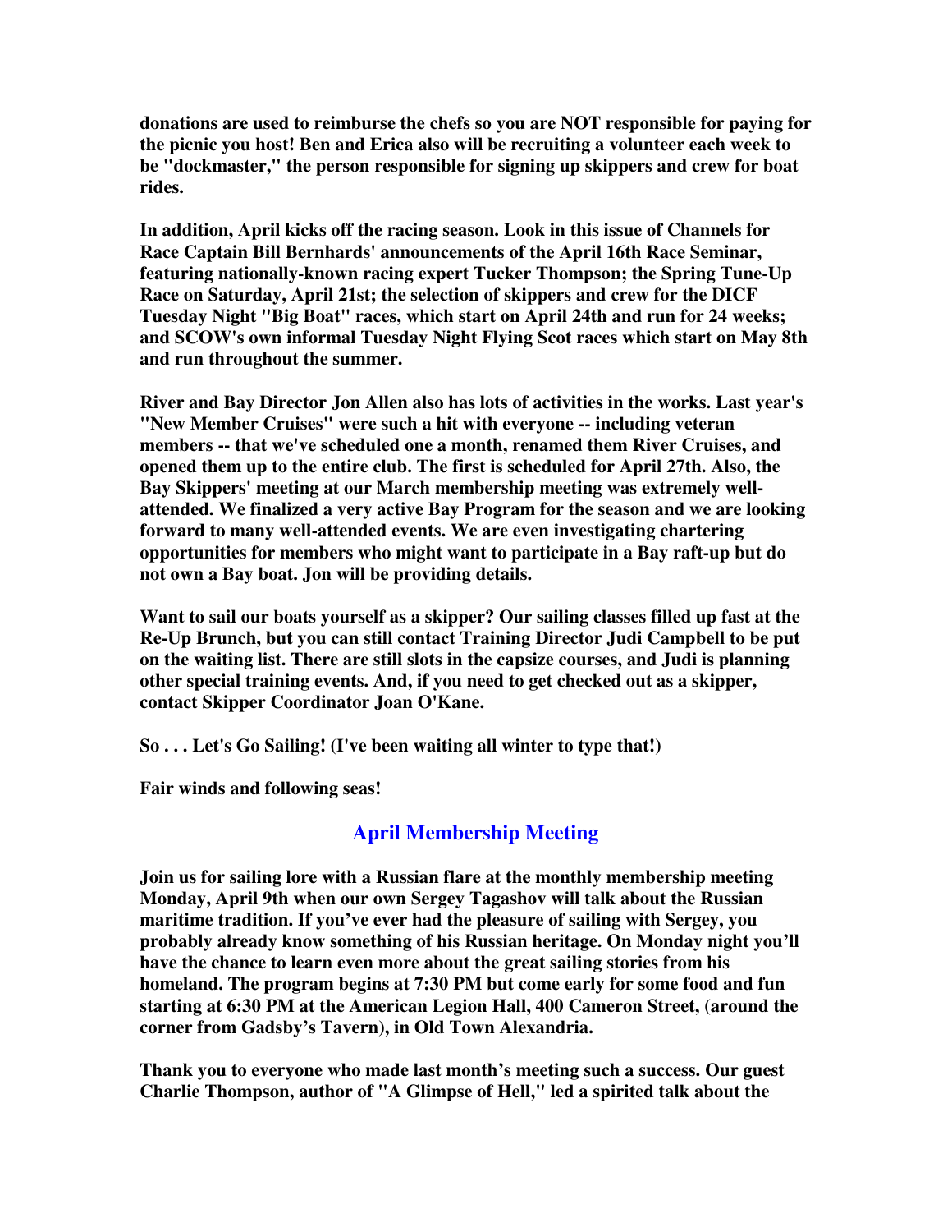**donations are used to reimburse the chefs so you are NOT responsible for paying for the picnic you host! Ben and Erica also will be recruiting a volunteer each week to be "dockmaster," the person responsible for signing up skippers and crew for boat rides.**

**In addition, April kicks off the racing season. Look in this issue of Channels for Race Captain Bill Bernhards' announcements of the April 16th Race Seminar, featuring nationally-known racing expert Tucker Thompson; the Spring Tune-Up Race on Saturday, April 21st; the selection of skippers and crew for the DICF Tuesday Night "Big Boat" races, which start on April 24th and run for 24 weeks; and SCOW's own informal Tuesday Night Flying Scot races which start on May 8th and run throughout the summer.**

**River and Bay Director Jon Allen also has lots of activities in the works. Last year's "New Member Cruises" were such a hit with everyone -- including veteran members -- that we've scheduled one a month, renamed them River Cruises, and opened them up to the entire club. The first is scheduled for April 27th. Also, the Bay Skippers' meeting at our March membership meeting was extremely well-attended. We finalized a very active Bay Program for the season and we are looking forward to many well-attended events. We are even investigating chartering opportunities for members who might want to participate in a Bay raft-up but do not own a Bay boat. Jon will be providing details.**

**Want to sail our boats yourself as a skipper? Our sailing classes filled up fast at the Re-Up Brunch, but you can still contact Training Director Judi Campbell to be put on the waiting list. There are still slots in the capsize courses, and Judi is planning other special training events. And, if you need to get checked out as a skipper, contact Skipper Coordinator Joan O'Kane.**

**So . . . Let's Go Sailing! (I've been waiting all winter to type that!)**

**Fair winds and following seas!**

## April Membership Meeting

**Join us for sailing lore with a Russian flare at the monthly membership meeting Monday, April 9th when our own Sergey Tagashov will talk about the Russian maritime tradition. If you've ever had the pleasure of sailing with Sergey, you probably already know something of his Russian heritage. On Monday night you'll have the chance to learn even more about the great sailing stories from his homeland. The program begins at 7:30 PM but come early for some food and fun starting at 6:30 PM at the American Legion Hall, 400 Cameron Street, (around the corner from Gadsby's Tavern), in Old Town Alexandria.**

**Thank you to everyone who made last month's meeting such a success. Our guest Charlie Thompson, author of "A Glimpse of Hell," led a spirited talk about the**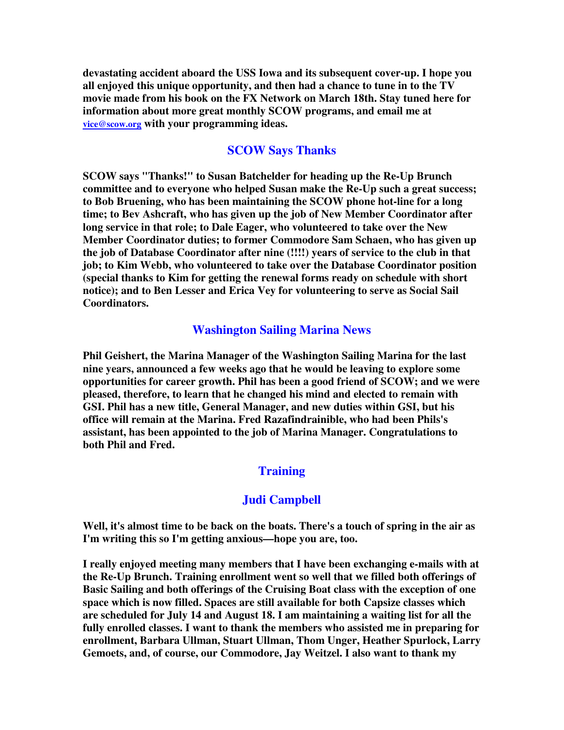**devastating accident aboard the USS Iowa and its subsequent cover-up. I hope you all enjoyed this unique opportunity, and then had a chance to tune in to the TV movie made from his book on the FX Network on March 18th. Stay tuned here for information about more great monthly SCOW programs, and email me at vice@scow.org with your programming ideas.**

## SCOW Says Thanks

**SCOW says "Thanks!" to Susan Batchelder for heading up the Re-Up Brunch committee and to everyone who helped Susan make the Re-Up such a great success; to Bob Bruening, who has been maintaining the SCOW phone hot-line for a long time; to Bev Ashcraft, who has given up the job of New Member Coordinator after long service in that role; to Dale Eager, who volunteered to take over the New Member Coordinator duties; to former Commodore Sam Schaen, who has given up the job of Database Coordinator after nine (!!!!) years of service to the club in that job; to Kim Webb, who volunteered to take over the Database Coordinator position (special thanks to Kim for getting the renewal forms ready on schedule with short notice); and to Ben Lesser and Erica Vey for volunteering to serve as Social Sail Coordinators.**

## Washington Sailing Marina News

**Phil Geishert, the Marina Manager of the Washington Sailing Marina for the last nine years, announced a few weeks ago that he would be leaving to explore some opportunities for career growth. Phil has been a good friend of SCOW; and we were pleased, therefore, to learn that he changed his mind and elected to remain with GSI. Phil has a new title, General Manager, and new duties within GSI, but his office will remain at the Marina. Fred Razafindrainible, who had been Phils's assistant, has been appointed to the job of Marina Manager. Congratulations to both Phil and Fred.**

## Training

## Judi Campbell

**Well, it's almost time to be back on the boats. There's a touch of spring in the air as I'm writing this so I'm getting anxious—hope you are, too.**

**I really enjoyed meeting many members that I have been exchanging e-mails with at the Re-Up Brunch. Training enrollment went so well that we filled both offerings of Basic Sailing and both offerings of the Cruising Boat class with the exception of one space which is now filled. Spaces are still available for both Capsize classes which are scheduled for July 14 and August 18. I am maintaining a waiting list for all the fully enrolled classes. I want to thank the members who assisted me in preparing for enrollment, Barbara Ullman, Stuart Ullman, Thom Unger, Heather Spurlock, Larry Gemoets, and, of course, our Commodore, Jay Weitzel. I also want to thank my**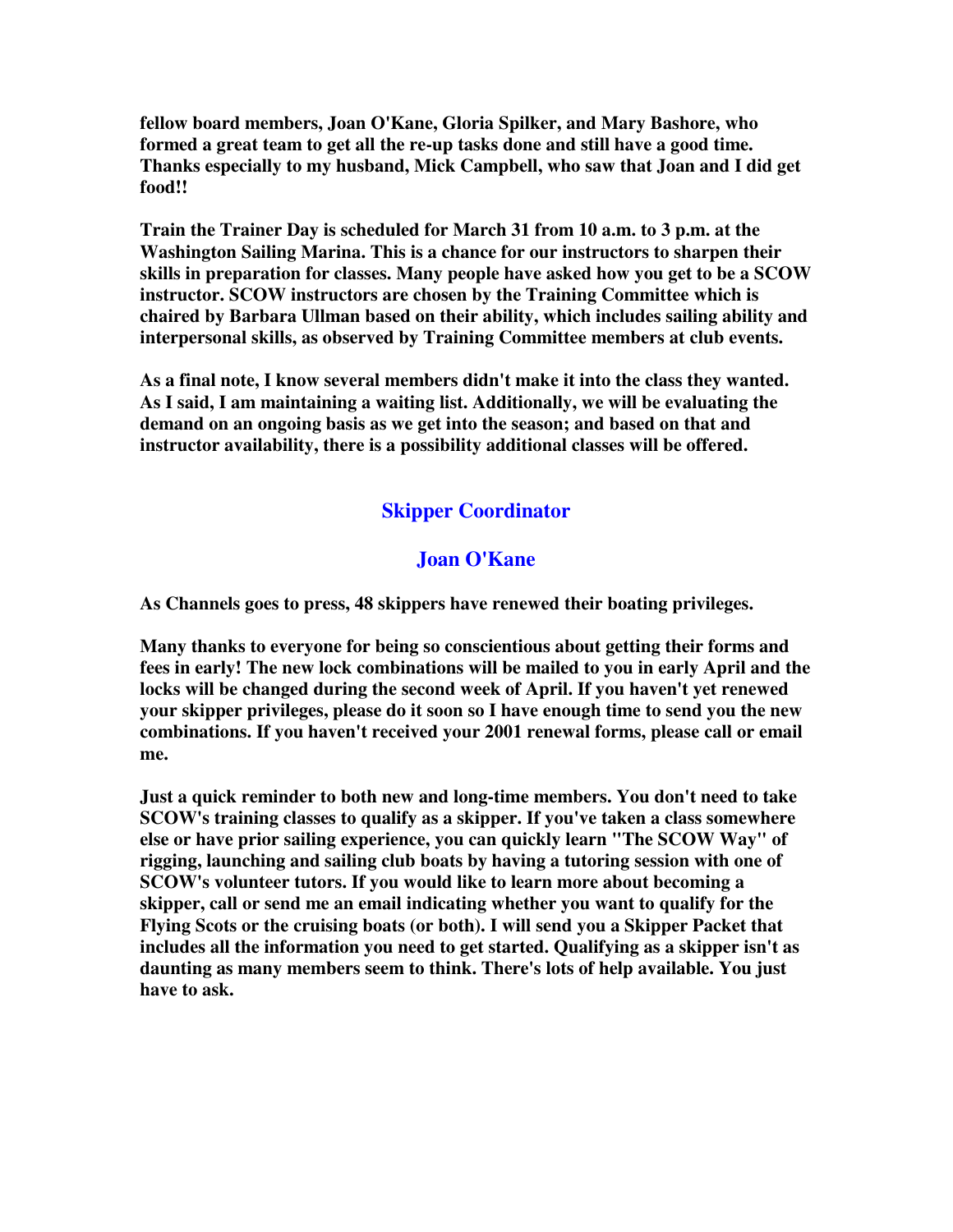**fellow board members, Joan O'Kane, Gloria Spilker, and Mary Bashore, who formed a great team to get all the re-up tasks done and still have a good time. Thanks especially to my husband, Mick Campbell, who saw that Joan and I did get food!!**

**Train the Trainer Day is scheduled for March 31 from 10 a.m. to 3 p.m. at the Washington Sailing Marina. This is a chance for our instructors to sharpen their skills in preparation for classes. Many people have asked how you get to be a SCOW instructor. SCOW instructors are chosen by the Training Committee which is chaired by Barbara Ullman based on their ability, which includes sailing ability and interpersonal skills, as observed by Training Committee members at club events.**

**As a final note, I know several members didn't make it into the class they wanted. As I said, I am maintaining a waiting list. Additionally, we will be evaluating the demand on an ongoing basis as we get into the season; and based on that and instructor availability, there is a possibility additional classes will be offered.**

## Skipper Coordinator

## Joan O'Kane

**As Channels goes to press, 48 skippers have renewed their boating privileges.**

**Many thanks to everyone for being so conscientious about getting their forms and fees in early! The new lock combinations will be mailed to you in early April and the locks will be changed during the second week of April. If you haven't yet renewed your skipper privileges, please do it soon so I have enough time to send you the new combinations. If you haven't received your 2001 renewal forms, please call or email me.**

**Just a quick reminder to both new and long-time members. You don't need to take SCOW's training classes to qualify as a skipper. If you've taken a class somewhere else or have prior sailing experience, you can quickly learn "The SCOW Way" of rigging, launching and sailing club boats by having a tutoring session with one of SCOW's volunteer tutors. If you would like to learn more about becoming a skipper, call or send me an email indicating whether you want to qualify for the Flying Scots or the cruising boats (or both). I will send you a Skipper Packet that includes all the information you need to get started. Qualifying as a skipper isn't as daunting as many members seem to think. There's lots of help available. You just have to ask.**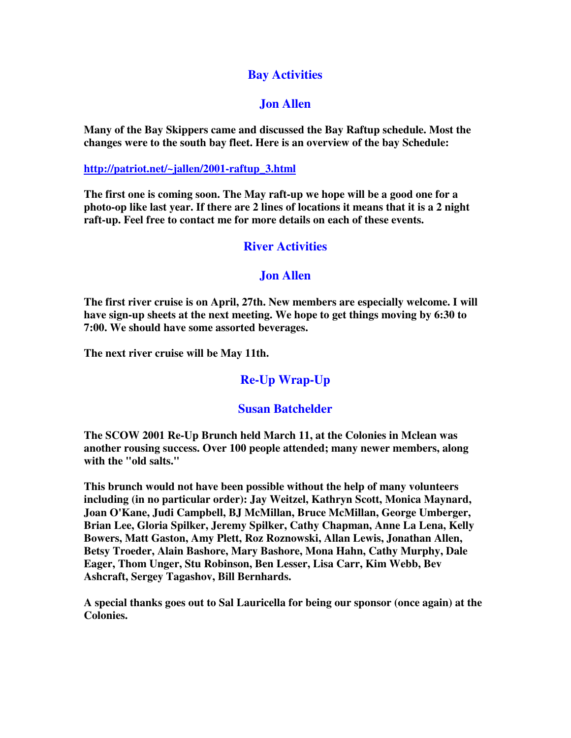## Bay Activities

### Jon Allen

**Many of the Bay Skippers came and discussed the Bay Raftup schedule. Most the changes were to the south bay fleet. Here is an overview of the bay Schedule:**

**[http://patriot.net/~jallen/2001-raftup_3.html](http://patriot.net/~jallen/2001-raftup_3.html)**

**The first one is coming soon. The May raft-up we hope will be a good one for a photo-op like last year. If there are 2 lines of locations it means that it is a 2 night raft-up. Feel free to contact me for more details on each of these events.**

## River Activities

### Jon Allen

**The first river cruise is on April, 27th. New members are especially welcome. I will have sign-up sheets at the next meeting. We hope to get things moving by 6:30 to 7:00. We should have some assorted beverages.**

**The next river cruise will be May 11th.**

## Re-Up Wrap-Up

### Susan Batchelder

**The SCOW 2001 Re-Up Brunch held March 11, at the Colonies in Mclean was another rousing success. Over 100 people attended; many newer members, along with the "old salts."**

**This brunch would not have been possible without the help of many volunteers including (in no particular order): Jay Weitzel, Kathryn Scott, Monica Maynard, Joan O'Kane, Judi Campbell, BJ McMillan, Bruce McMillan, George Umberger, Brian Lee, Gloria Spilker, Jeremy Spilker, Cathy Chapman, Anne La Lena, Kelly Bowers, Matt Gaston, Amy Plett, Roz Roznowski, Allan Lewis, Jonathan Allen, Betsy Troeder, Alain Bashore, Mary Bashore, Mona Hahn, Cathy Murphy, Dale Eager, Thom Unger, Stu Robinson, Ben Lesser, Lisa Carr, Kim Webb, Bev Ashcraft, Sergey Tagashov, Bill Bernhards.**

**A special thanks goes out to Sal Lauricella for being our sponsor (once again) at the Colonies.**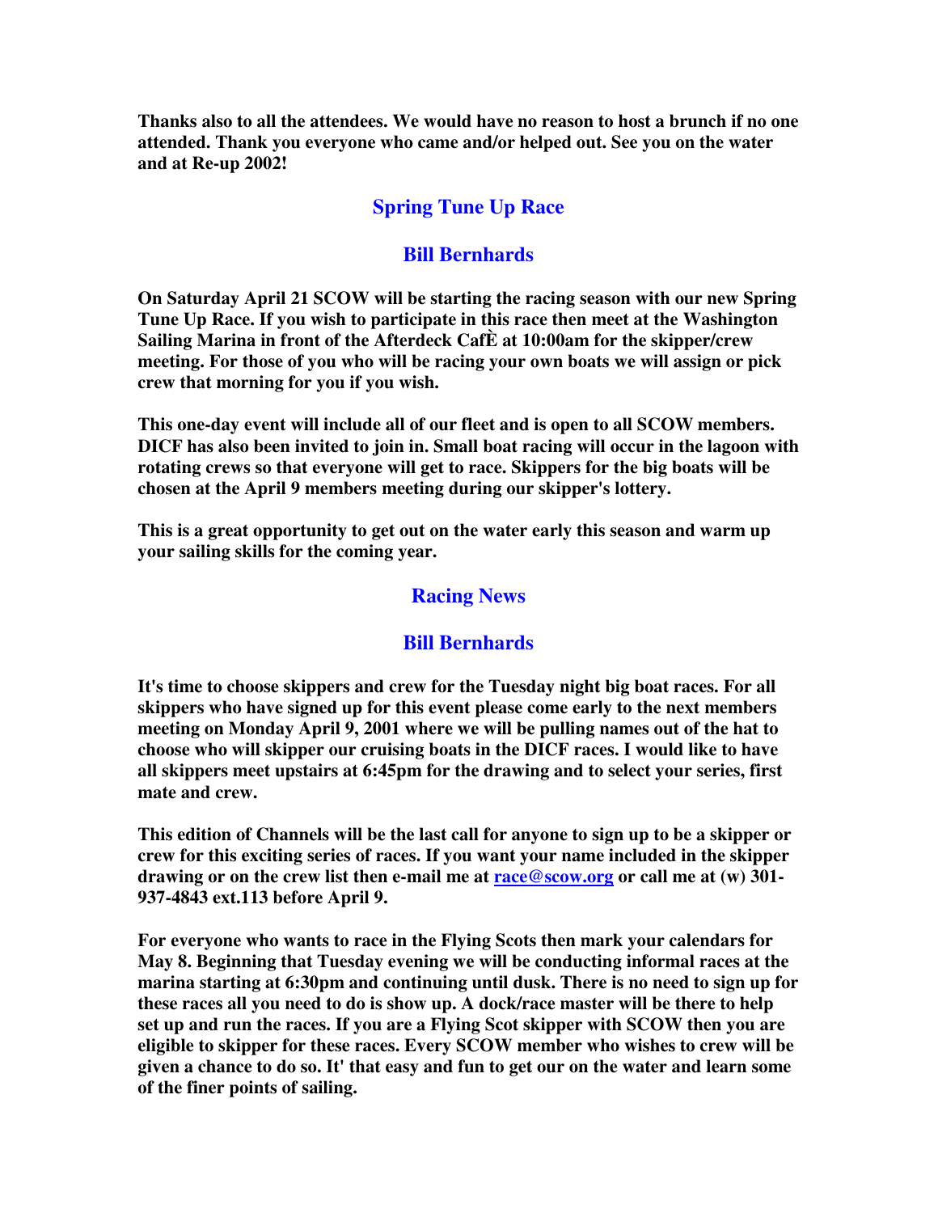**Thanks also to all the attendees. We would have no reason to host a brunch if no one attended. Thank you everyone who came and/or helped out. See you on the water and at Re-up 2002!**

## Spring Tune Up Race

### Bill Bernhards

**On Saturday April 21 SCOW will be starting the racing season with our new Spring Tune Up Race. If you wish to participate in this race then meet at the Washington Sailing Marina in front of the Afterdeck CafÈ at 10:00am for the skipper/crew meeting. For those of you who will be racing your own boats we will assign or pick crew that morning for you if you wish.**

**This one-day event will include all of our fleet and is open to all SCOW members. DICF has also been invited to join in. Small boat racing will occur in the lagoon with rotating crews so that everyone will get to race. Skippers for the big boats will be chosen at the April 9 members meeting during our skipper's lottery.**

**This is a great opportunity to get out on the water early this season and warm up your sailing skills for the coming year.**

## Racing News

### Bill Bernhards

**It's time to choose skippers and crew for the Tuesday night big boat races. For all skippers who have signed up for this event please come early to the next members meeting on Monday April 9, 2001 where we will be pulling names out of the hat to choose who will skipper our cruising boats in the DICF races. I would like to have all skippers meet upstairs at 6:45pm for the drawing and to select your series, first mate and crew.**

**This edition of Channels will be the last call for anyone to sign up to be a skipper or crew for this exciting series of races. If you want your name included in the skipper drawing or on the crew list then e-mail me at [race@scow.org](mailto:race@scow.org) or call me at (w) 301-937-4843 ext.113 before April 9.**

**For everyone who wants to race in the Flying Scots then mark your calendars for May 8. Beginning that Tuesday evening we will be conducting informal races at the marina starting at 6:30pm and continuing until dusk. There is no need to sign up for these races all you need to do is show up. A dock/race master will be there to help set up and run the races. If you are a Flying Scot skipper with SCOW then you are eligible to skipper for these races. Every SCOW member who wishes to crew will be given a chance to do so. It' that easy and fun to get our on the water and learn some of the finer points of sailing.**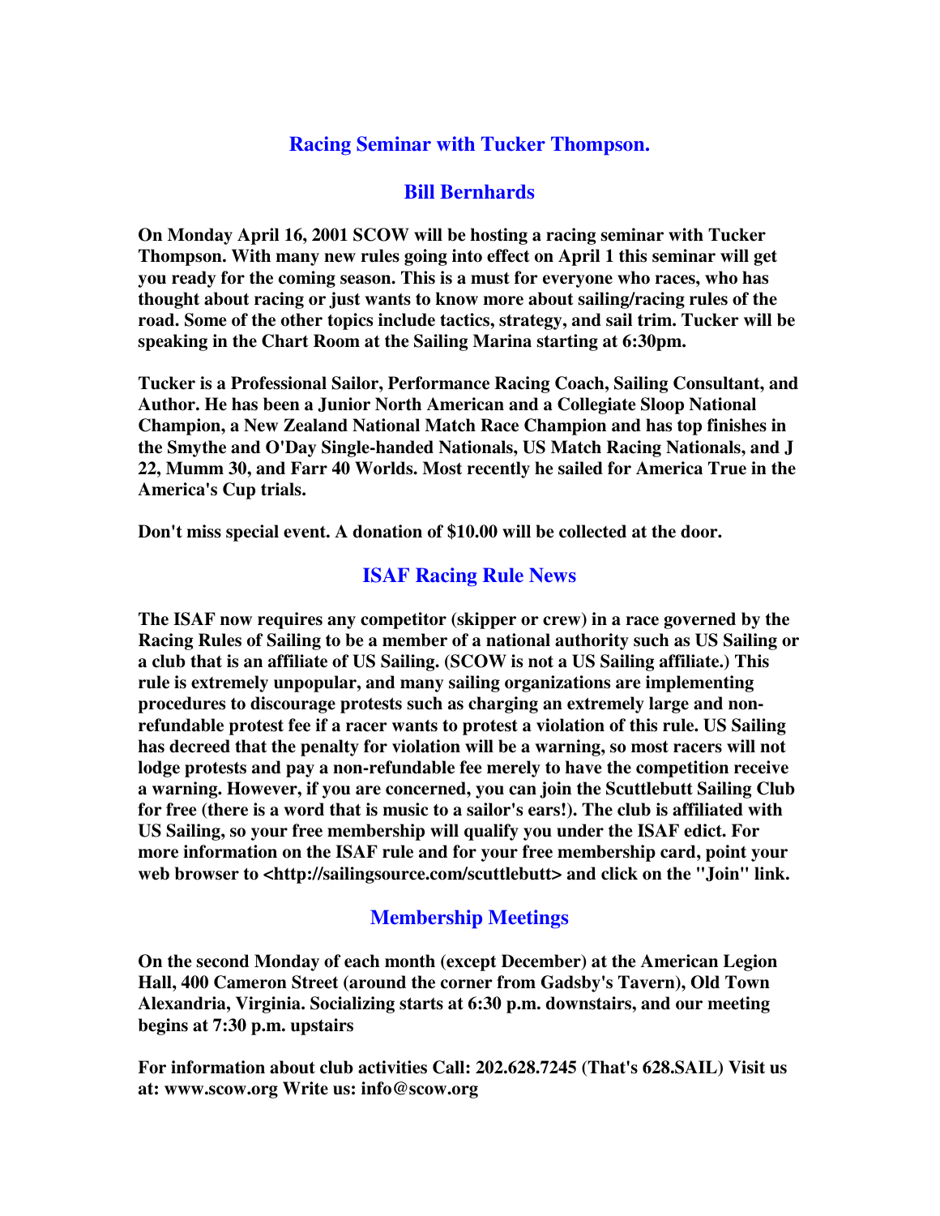## Racing Seminar with Tucker Thompson.

### Bill Bernhards

**On Monday April 16, 2001 SCOW will be hosting a racing seminar with Tucker Thompson. With many new rules going into effect on April 1 this seminar will get you ready for the coming season. This is a must for everyone who races, who has thought about racing or just wants to know more about sailing/racing rules of the road. Some of the other topics include tactics, strategy, and sail trim. Tucker will be speaking in the Chart Room at the Sailing Marina starting at 6:30pm.**

**Tucker is a Professional Sailor, Performance Racing Coach, Sailing Consultant, and Author. He has been a Junior North American and a Collegiate Sloop National Champion, a New Zealand National Match Race Champion and has top finishes in the Smythe and O'Day Single-handed Nationals, US Match Racing Nationals, and J 22, Mumm 30, and Farr 40 Worlds. Most recently he sailed for America True in the America's Cup trials.**

**Don't miss special event. A donation of $10.00 will be collected at the door.**

## ISAF Racing Rule News

**The ISAF now requires any competitor (skipper or crew) in a race governed by the Racing Rules of Sailing to be a member of a national authority such as US Sailing or a club that is an affiliate of US Sailing. (SCOW is not a US Sailing affiliate.) This rule is extremely unpopular, and many sailing organizations are implementing procedures to discourage protests such as charging an extremely large and non-refundable protest fee if a racer wants to protest a violation of this rule. US Sailing has decreed that the penalty for violation will be a warning, so most racers will not lodge protests and pay a non-refundable fee merely to have the competition receive a warning. However, if you are concerned, you can join the Scuttlebutt Sailing Club for free (there is a word that is music to a sailor's ears!). The club is affiliated with US Sailing, so your free membership will qualify you under the ISAF edict. For more information on the ISAF rule and for your free membership card, point your web browser to <http://sailingsource.com/scuttlebutt> and click on the "Join" link.**

## Membership Meetings

**On the second Monday of each month (except December) at the American Legion Hall, 400 Cameron Street (around the corner from Gadsby's Tavern), Old Town Alexandria, Virginia. Socializing starts at 6:30 p.m. downstairs, and our meeting begins at 7:30 p.m. upstairs**

**For information about club activities Call: 202.628.7245 (That's 628.SAIL) Visit us at: www.scow.org Write us: info@scow.org**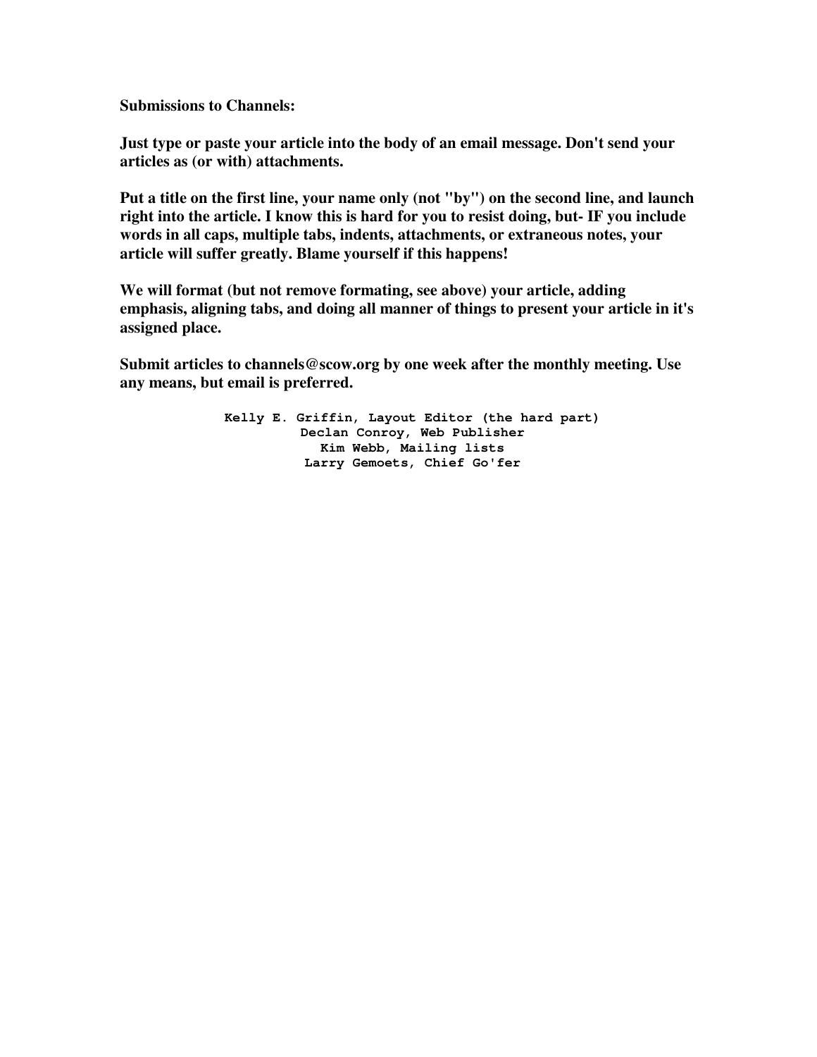**Submissions to Channels:**

**Just type or paste your article into the body of an email message. Don't send your articles as (or with) attachments.**

**Put a title on the first line, your name only (not "by") on the second line, and launch right into the article. I know this is hard for you to resist doing, but- IF you include words in all caps, multiple tabs, indents, attachments, or extraneous notes, your article will suffer greatly. Blame yourself if this happens!**

**We will format (but not remove formating, see above) your article, adding emphasis, aligning tabs, and doing all manner of things to present your article in it's assigned place.**

**Submit articles to channels@scow.org by one week after the monthly meeting. Use any means, but email is preferred.**

**Kelly E. Griffin, Layout Editor (the hard part)**
**Declan Conroy, Web Publisher**
**Kim Webb, Mailing lists**
**Larry Gemoets, Chief Go'fer**